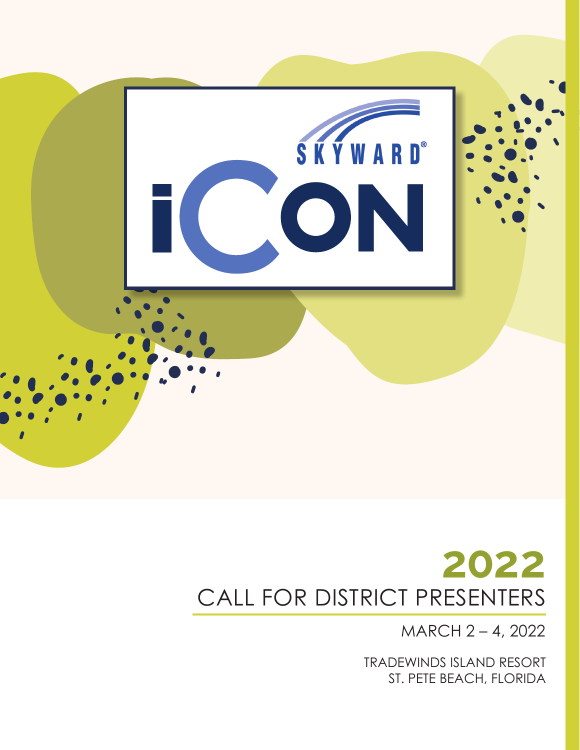SKYWARD®

iCON

# 2022
# CALL FOR DISTRICT PRESENTERS

MARCH 2 – 4, 2022

TRADEWINDS ISLAND RESORT
ST. PETE BEACH, FLORIDA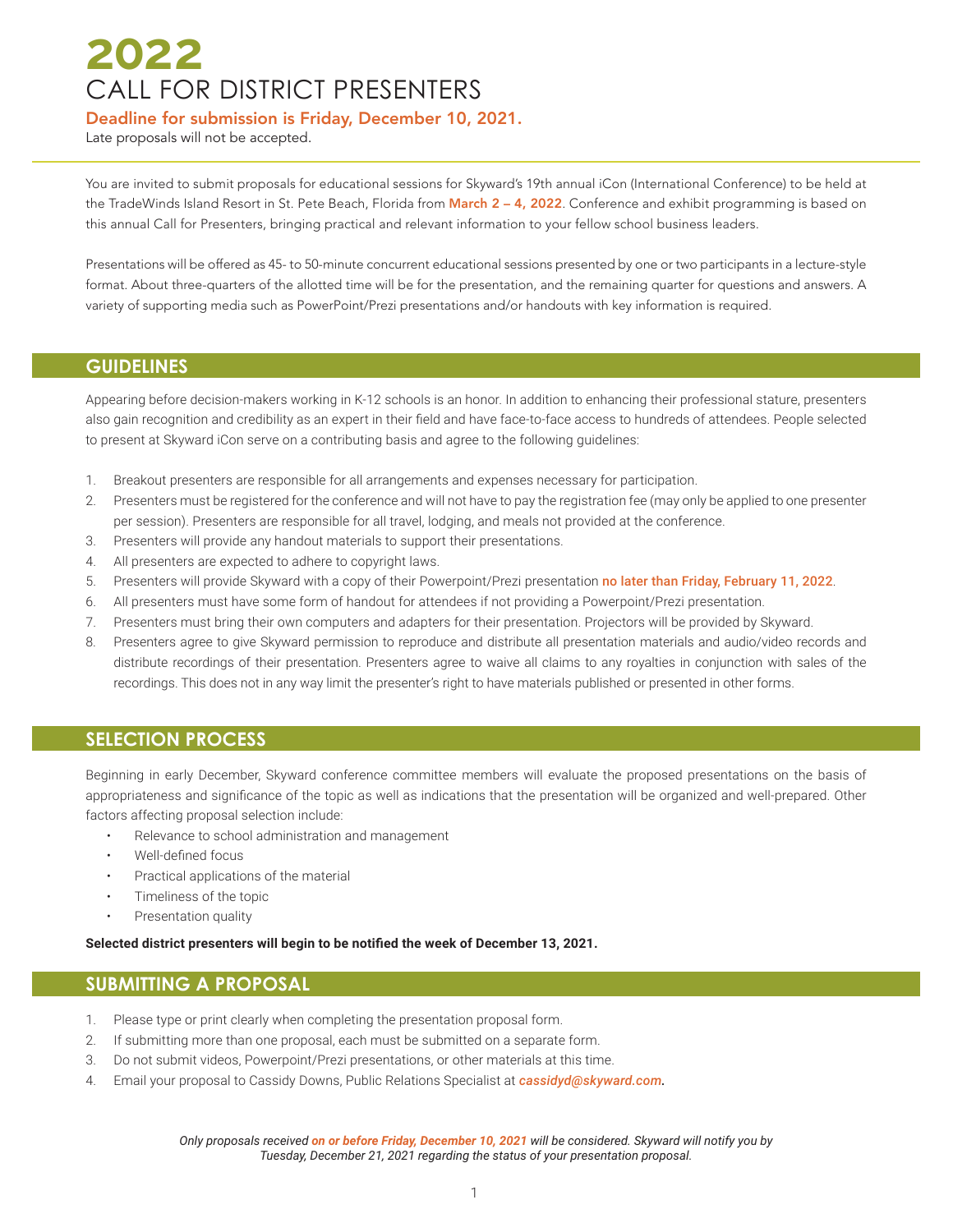# 2022
# CALL FOR DISTRICT PRESENTERS

**Deadline for submission is Friday, December 10, 2021.**

Late proposals will not be accepted.

You are invited to submit proposals for educational sessions for Skyward's 19th annual iCon (International Conference) to be held at the TradeWinds Island Resort in St. Pete Beach, Florida from **March 2 – 4, 2022**. Conference and exhibit programming is based on this annual Call for Presenters, bringing practical and relevant information to your fellow school business leaders.

Presentations will be offered as 45- to 50-minute concurrent educational sessions presented by one or two participants in a lecture-style format. About three-quarters of the allotted time will be for the presentation, and the remaining quarter for questions and answers. A variety of supporting media such as PowerPoint/Prezi presentations and/or handouts with key information is required.

## GUIDELINES

Appearing before decision-makers working in K-12 schools is an honor. In addition to enhancing their professional stature, presenters also gain recognition and credibility as an expert in their field and have face-to-face access to hundreds of attendees. People selected to present at Skyward iCon serve on a contributing basis and agree to the following guidelines:

1. Breakout presenters are responsible for all arrangements and expenses necessary for participation.
2. Presenters must be registered for the conference and will not have to pay the registration fee (may only be applied to one presenter per session). Presenters are responsible for all travel, lodging, and meals not provided at the conference.
3. Presenters will provide any handout materials to support their presentations.
4. All presenters are expected to adhere to copyright laws.
5. Presenters will provide Skyward with a copy of their Powerpoint/Prezi presentation **no later than Friday, February 11, 2022**.
6. All presenters must have some form of handout for attendees if not providing a Powerpoint/Prezi presentation.
7. Presenters must bring their own computers and adapters for their presentation. Projectors will be provided by Skyward.
8. Presenters agree to give Skyward permission to reproduce and distribute all presentation materials and audio/video records and distribute recordings of their presentation. Presenters agree to waive all claims to any royalties in conjunction with sales of the recordings. This does not in any way limit the presenter's right to have materials published or presented in other forms.

## SELECTION PROCESS

Beginning in early December, Skyward conference committee members will evaluate the proposed presentations on the basis of appropriateness and significance of the topic as well as indications that the presentation will be organized and well-prepared. Other factors affecting proposal selection include:

- Relevance to school administration and management
- Well-defined focus
- Practical applications of the material
- Timeliness of the topic
- Presentation quality

**Selected district presenters will begin to be notified the week of December 13, 2021.**

## SUBMITTING A PROPOSAL

1. Please type or print clearly when completing the presentation proposal form.
2. If submitting more than one proposal, each must be submitted on a separate form.
3. Do not submit videos, Powerpoint/Prezi presentations, or other materials at this time.
4. Email your proposal to Cassidy Downs, Public Relations Specialist at ***cassidyd@skyward.com***.

*Only proposals received **on or before Friday, December 10, 2021** will be considered. Skyward will notify you by Tuesday, December 21, 2021 regarding the status of your presentation proposal.*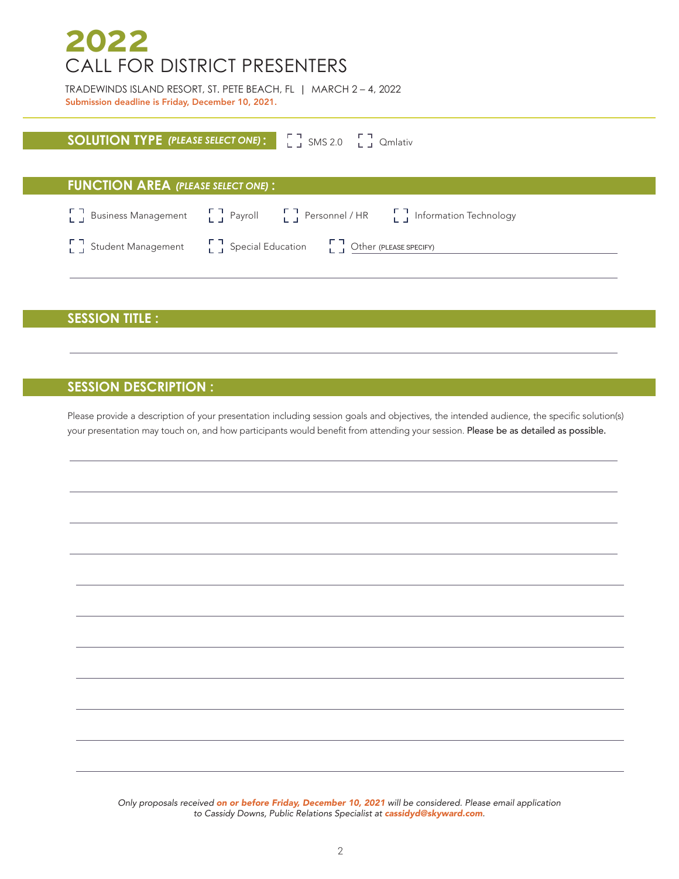# 2022
# CALL FOR DISTRICT PRESENTERS

TRADEWINDS ISLAND RESORT, ST. PETE BEACH, FL | MARCH 2 – 4, 2022

**Submission deadline is Friday, December 10, 2021.**

## SOLUTION TYPE *(PLEASE SELECT ONE)*:

[ ] SMS 2.0 [ ] Qmlativ

## FUNCTION AREA *(PLEASE SELECT ONE)*:

[ ] Business Management [ ] Payroll [ ] Personnel / HR [ ] Information Technology

[ ] Student Management [ ] Special Education [ ] Other (PLEASE SPECIFY) ______________________

______________________________________________________________________

## SESSION TITLE :

______________________________________________________________________

## SESSION DESCRIPTION :

Please provide a description of your presentation including session goals and objectives, the intended audience, the specific solution(s) your presentation may touch on, and how participants would benefit from attending your session. **Please be as detailed as possible.**

______________________________________________________________________

______________________________________________________________________

______________________________________________________________________

______________________________________________________________________

______________________________________________________________________

______________________________________________________________________

______________________________________________________________________

______________________________________________________________________

______________________________________________________________________

______________________________________________________________________

______________________________________________________________________

*Only proposals received* ***on or before Friday, December 10, 2021*** *will be considered. Please email application to Cassidy Downs, Public Relations Specialist at* ***cassidyd@skyward.com****.*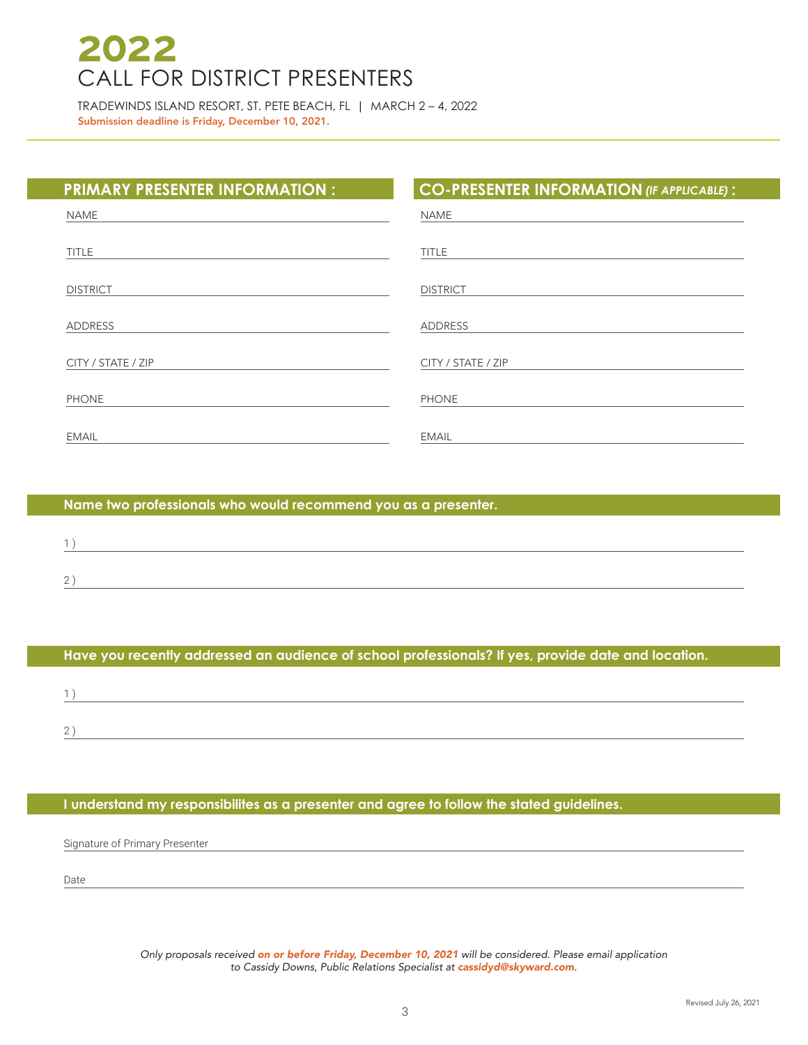# 2022

# CALL FOR DISTRICT PRESENTERS

TRADEWINDS ISLAND RESORT, ST. PETE BEACH, FL | MARCH 2 – 4, 2022

**Submission deadline is Friday, December 10, 2021.**

## PRIMARY PRESENTER INFORMATION :

NAME

TITLE

DISTRICT

ADDRESS

CITY / STATE / ZIP

PHONE

EMAIL

## CO-PRESENTER INFORMATION *(IF APPLICABLE)* :

NAME

TITLE

DISTRICT

ADDRESS

CITY / STATE / ZIP

PHONE

EMAIL

## Name two professionals who would recommend you as a presenter.

1 )

2 )

## Have you recently addressed an audience of school professionals? If yes, provide date and location.

1 )

2 )

## I understand my responsibilites as a presenter and agree to follow the stated guidelines.

Signature of Primary Presenter

Date

*Only proposals received **on or before Friday, December 10, 2021** will be considered. Please email application to Cassidy Downs, Public Relations Specialist at **cassidyd@skyward.com**.*

Revised July 26, 2021